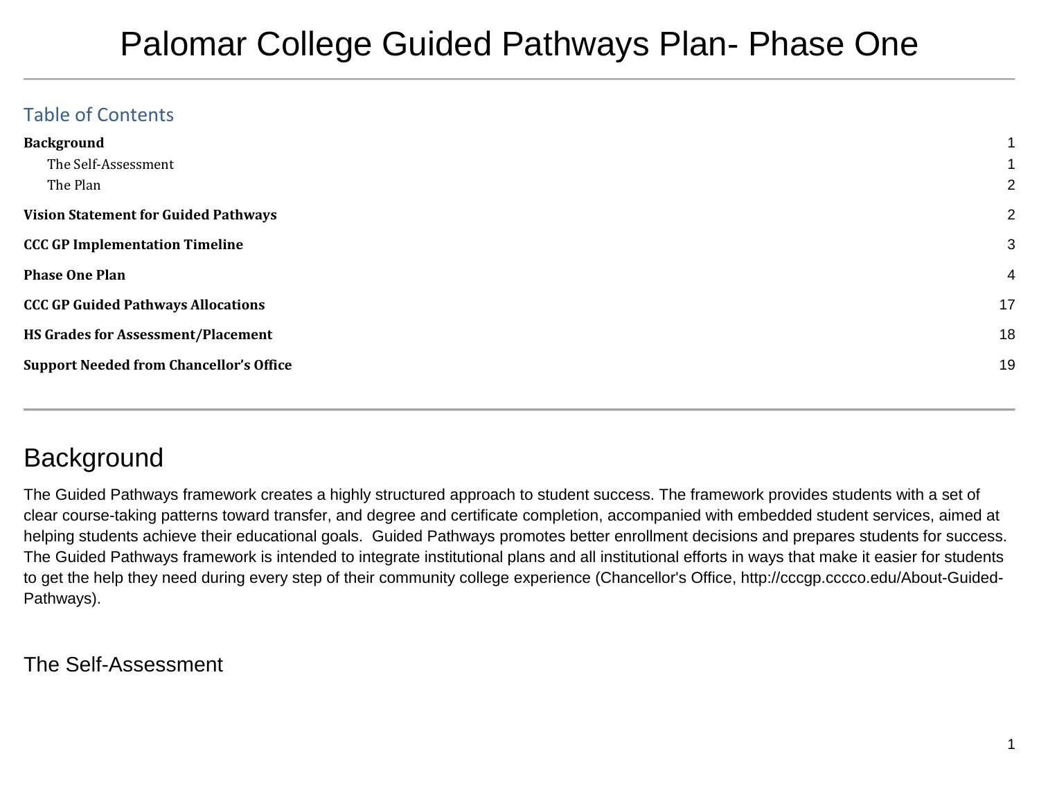# Palomar College Guided Pathways Plan- Phase One

## Table of Contents

| | |
|---|---|
| **Background** | 1 |
| The Self-Assessment | 1 |
| The Plan | 2 |
| **Vision Statement for Guided Pathways** | 2 |
| **CCC GP Implementation Timeline** | 3 |
| **Phase One Plan** | 4 |
| **CCC GP Guided Pathways Allocations** | 17 |
| **HS Grades for Assessment/Placement** | 18 |
| **Support Needed from Chancellor's Office** | 19 |

## Background

The Guided Pathways framework creates a highly structured approach to student success. The framework provides students with a set of clear course-taking patterns toward transfer, and degree and certificate completion, accompanied with embedded student services, aimed at helping students achieve their educational goals. Guided Pathways promotes better enrollment decisions and prepares students for success. The Guided Pathways framework is intended to integrate institutional plans and all institutional efforts in ways that make it easier for students to get the help they need during every step of their community college experience (Chancellor's Office, http://cccgp.cccco.edu/About-Guided-Pathways).

### The Self-Assessment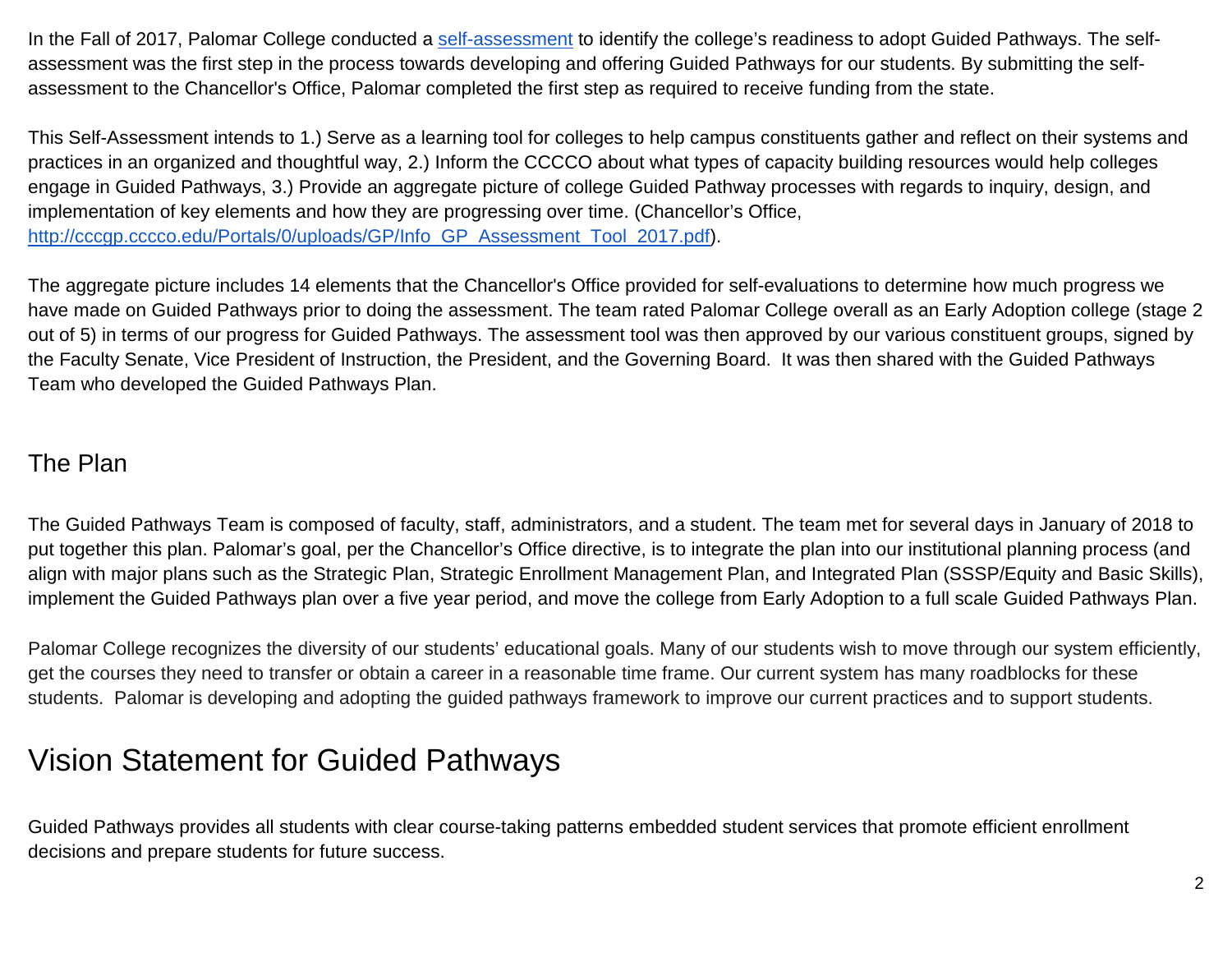In the Fall of 2017, Palomar College conducted a [self-assessment](self-assessment) to identify the college's readiness to adopt Guided Pathways. The self-assessment was the first step in the process towards developing and offering Guided Pathways for our students. By submitting the self-assessment to the Chancellor's Office, Palomar completed the first step as required to receive funding from the state.

This Self-Assessment intends to 1.) Serve as a learning tool for colleges to help campus constituents gather and reflect on their systems and practices in an organized and thoughtful way, 2.) Inform the CCCCO about what types of capacity building resources would help colleges engage in Guided Pathways, 3.) Provide an aggregate picture of college Guided Pathway processes with regards to inquiry, design, and implementation of key elements and how they are progressing over time. (Chancellor's Office, [http://cccgp.cccco.edu/Portals/0/uploads/GP/Info_GP_Assessment_Tool_2017.pdf](http://cccgp.cccco.edu/Portals/0/uploads/GP/Info_GP_Assessment_Tool_2017.pdf)).

The aggregate picture includes 14 elements that the Chancellor's Office provided for self-evaluations to determine how much progress we have made on Guided Pathways prior to doing the assessment. The team rated Palomar College overall as an Early Adoption college (stage 2 out of 5) in terms of our progress for Guided Pathways. The assessment tool was then approved by our various constituent groups, signed by the Faculty Senate, Vice President of Instruction, the President, and the Governing Board. It was then shared with the Guided Pathways Team who developed the Guided Pathways Plan.

## The Plan

The Guided Pathways Team is composed of faculty, staff, administrators, and a student. The team met for several days in January of 2018 to put together this plan. Palomar's goal, per the Chancellor's Office directive, is to integrate the plan into our institutional planning process (and align with major plans such as the Strategic Plan, Strategic Enrollment Management Plan, and Integrated Plan (SSSP/Equity and Basic Skills), implement the Guided Pathways plan over a five year period, and move the college from Early Adoption to a full scale Guided Pathways Plan.

Palomar College recognizes the diversity of our students' educational goals. Many of our students wish to move through our system efficiently, get the courses they need to transfer or obtain a career in a reasonable time frame. Our current system has many roadblocks for these students. Palomar is developing and adopting the guided pathways framework to improve our current practices and to support students.

# Vision Statement for Guided Pathways

Guided Pathways provides all students with clear course-taking patterns embedded student services that promote efficient enrollment decisions and prepare students for future success.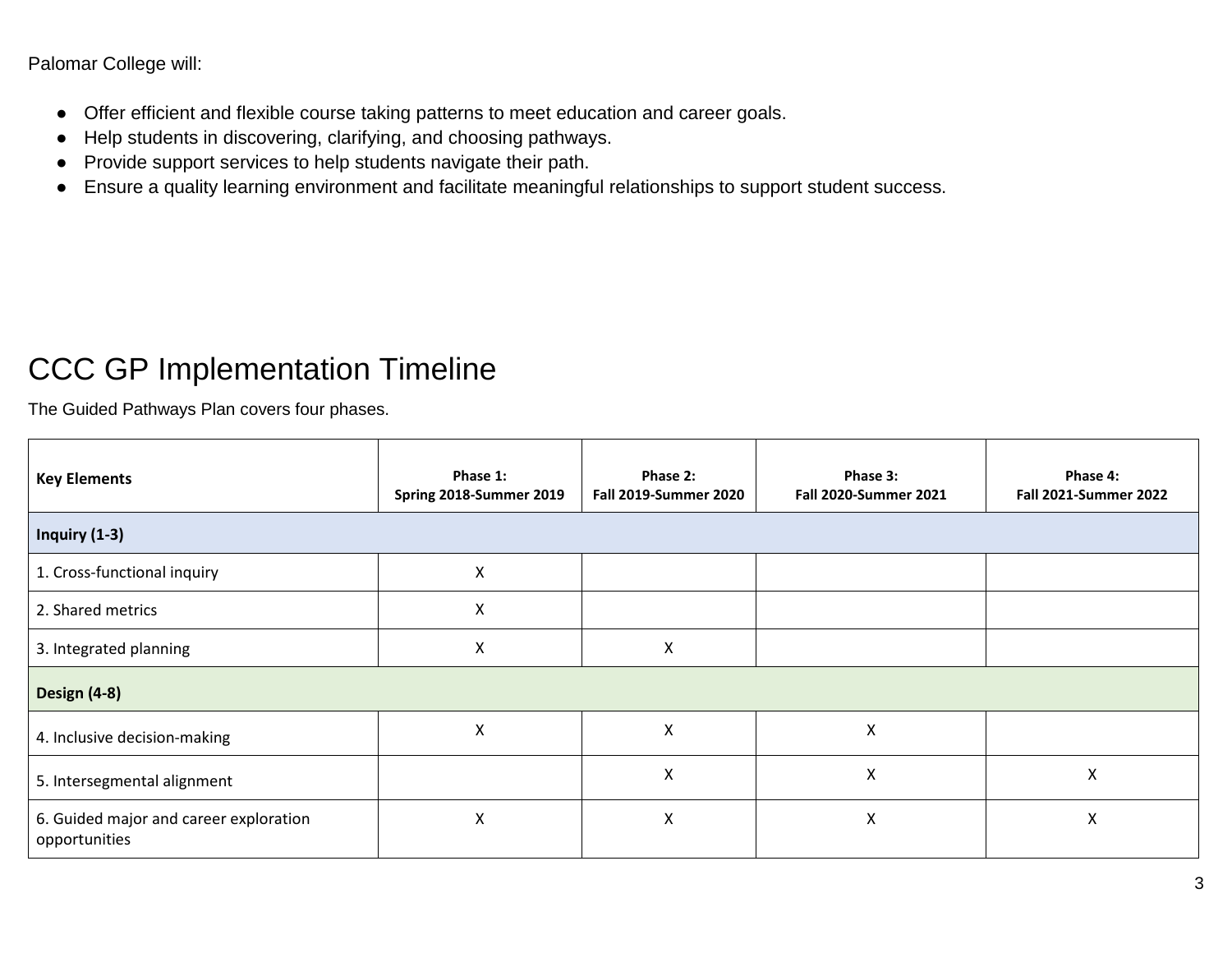Palomar College will:

- Offer efficient and flexible course taking patterns to meet education and career goals.
- Help students in discovering, clarifying, and choosing pathways.
- Provide support services to help students navigate their path.
- Ensure a quality learning environment and facilitate meaningful relationships to support student success.

# CCC GP Implementation Timeline

The Guided Pathways Plan covers four phases.

| Key Elements | Phase 1: Spring 2018-Summer 2019 | Phase 2: Fall 2019-Summer 2020 | Phase 3: Fall 2020-Summer 2021 | Phase 4: Fall 2021-Summer 2022 |
|---|---|---|---|---|
| **Inquiry (1-3)** | | | | |
| 1. Cross-functional inquiry | X | | | |
| 2. Shared metrics | X | | | |
| 3. Integrated planning | X | X | | |
| **Design (4-8)** | | | | |
| 4. Inclusive decision-making | X | X | X | |
| 5. Intersegmental alignment | | X | X | X |
| 6. Guided major and career exploration opportunities | X | X | X | X |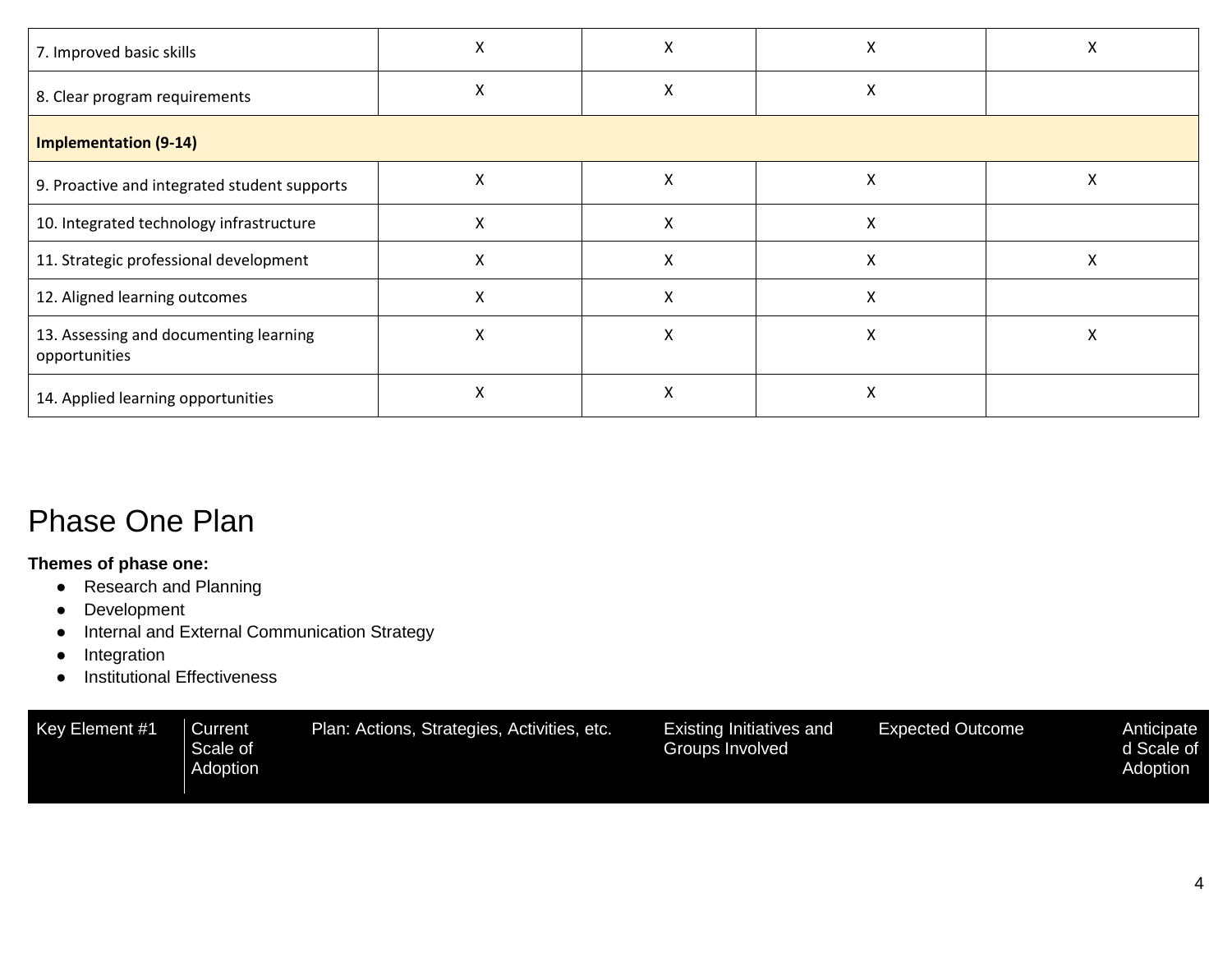| | | | | |
|---|---|---|---|---|
| 7. Improved basic skills | X | X | X | X |
| 8. Clear program requirements | X | X | X | |
| **Implementation (9-14)** | | | | |
| 9. Proactive and integrated student supports | X | X | X | X |
| 10. Integrated technology infrastructure | X | X | X | |
| 11. Strategic professional development | X | X | X | X |
| 12. Aligned learning outcomes | X | X | X | |
| 13. Assessing and documenting learning opportunities | X | X | X | X |
| 14. Applied learning opportunities | X | X | X | |

# Phase One Plan

**Themes of phase one:**

- Research and Planning
- Development
- Internal and External Communication Strategy
- Integration
- Institutional Effectiveness

| Key Element #1 | Current Scale of Adoption | Plan: Actions, Strategies, Activities, etc. | Existing Initiatives and Groups Involved | Expected Outcome | Anticipated Scale of Adoption |
|---|---|---|---|---|---|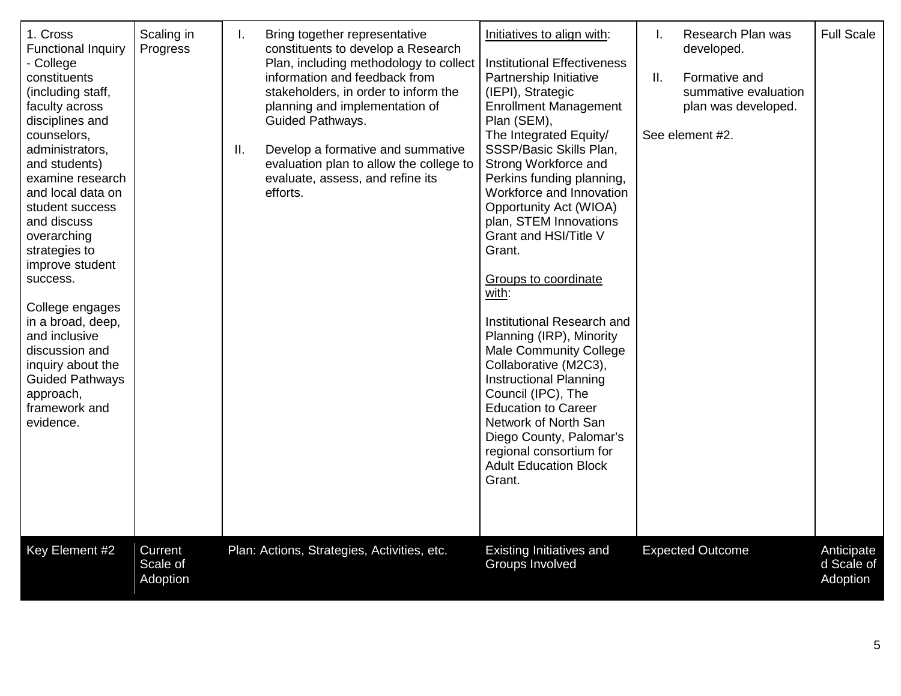| | | | | | |
|---|---|---|---|---|---|
| 1. Cross Functional Inquiry - College constituents (including staff, faculty across disciplines and counselors, administrators, and students) examine research and local data on student success and discuss overarching strategies to improve student success.<br><br>College engages in a broad, deep, and inclusive discussion and inquiry about the Guided Pathways approach, framework and evidence. | Scaling in Progress | I. Bring together representative constituents to develop a Research Plan, including methodology to collect information and feedback from stakeholders, in order to inform the planning and implementation of Guided Pathways.<br><br>II. Develop a formative and summative evaluation plan to allow the college to evaluate, assess, and refine its efforts. | Initiatives to align with:<br><br>Institutional Effectiveness Partnership Initiative (IEPI), Strategic Enrollment Management Plan (SEM), The Integrated Equity/ SSSP/Basic Skills Plan, Strong Workforce and Perkins funding planning, Workforce and Innovation Opportunity Act (WIOA) plan, STEM Innovations Grant and HSI/Title V Grant.<br><br>Groups to coordinate with:<br><br>Institutional Research and Planning (IRP), Minority Male Community College Collaborative (M2C3), Instructional Planning Council (IPC), The Education to Career Network of North San Diego County, Palomar's regional consortium for Adult Education Block Grant. | I. Research Plan was developed.<br><br>II. Formative and summative evaluation plan was developed.<br><br>See element #2. | Full Scale |
| **Key Element #2** | **Current Scale of Adoption** | **Plan: Actions, Strategies, Activities, etc.** | **Existing Initiatives and Groups Involved** | **Expected Outcome** | **Anticipated Scale of Adoption** |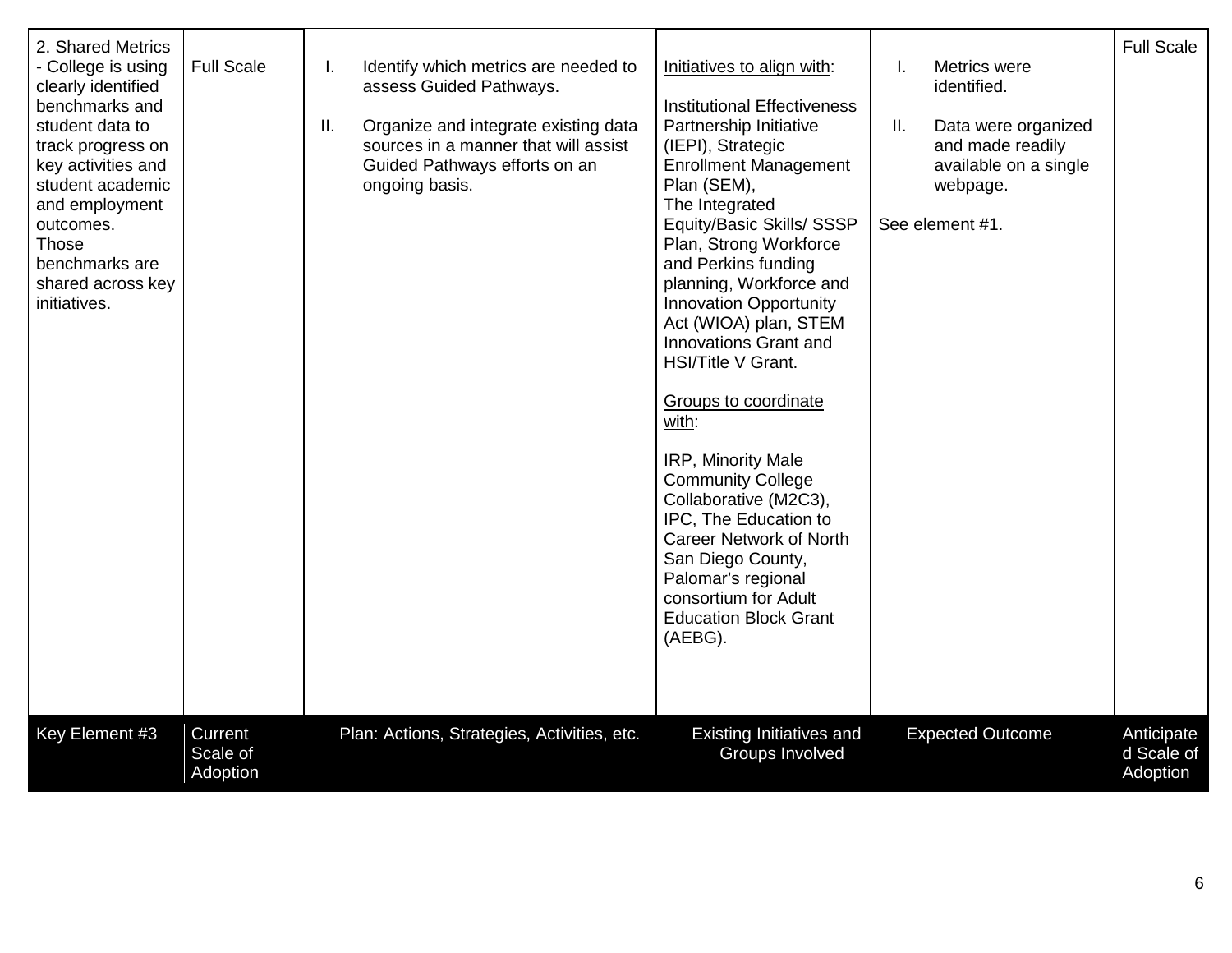| | | | | | |
|---|---|---|---|---|---|
| 2. Shared Metrics - College is using clearly identified benchmarks and student data to track progress on key activities and student academic and employment outcomes. Those benchmarks are shared across key initiatives. | Full Scale | I. Identify which metrics are needed to assess Guided Pathways.<br><br>II. Organize and integrate existing data sources in a manner that will assist Guided Pathways efforts on an ongoing basis. | Initiatives to align with:<br><br>Institutional Effectiveness Partnership Initiative (IEPI), Strategic Enrollment Management Plan (SEM), The Integrated Equity/Basic Skills/ SSSP Plan, Strong Workforce and Perkins funding planning, Workforce and Innovation Opportunity Act (WIOA) plan, STEM Innovations Grant and HSI/Title V Grant.<br><br>Groups to coordinate with:<br><br>IRP, Minority Male Community College Collaborative (M2C3), IPC, The Education to Career Network of North San Diego County, Palomar's regional consortium for Adult Education Block Grant (AEBG). | I. Metrics were identified.<br><br>II. Data were organized and made readily available on a single webpage.<br><br>See element #1. | Full Scale |
| **Key Element #3** | **Current Scale of Adoption** | **Plan: Actions, Strategies, Activities, etc.** | **Existing Initiatives and Groups Involved** | **Expected Outcome** | **Anticipated Scale of Adoption** |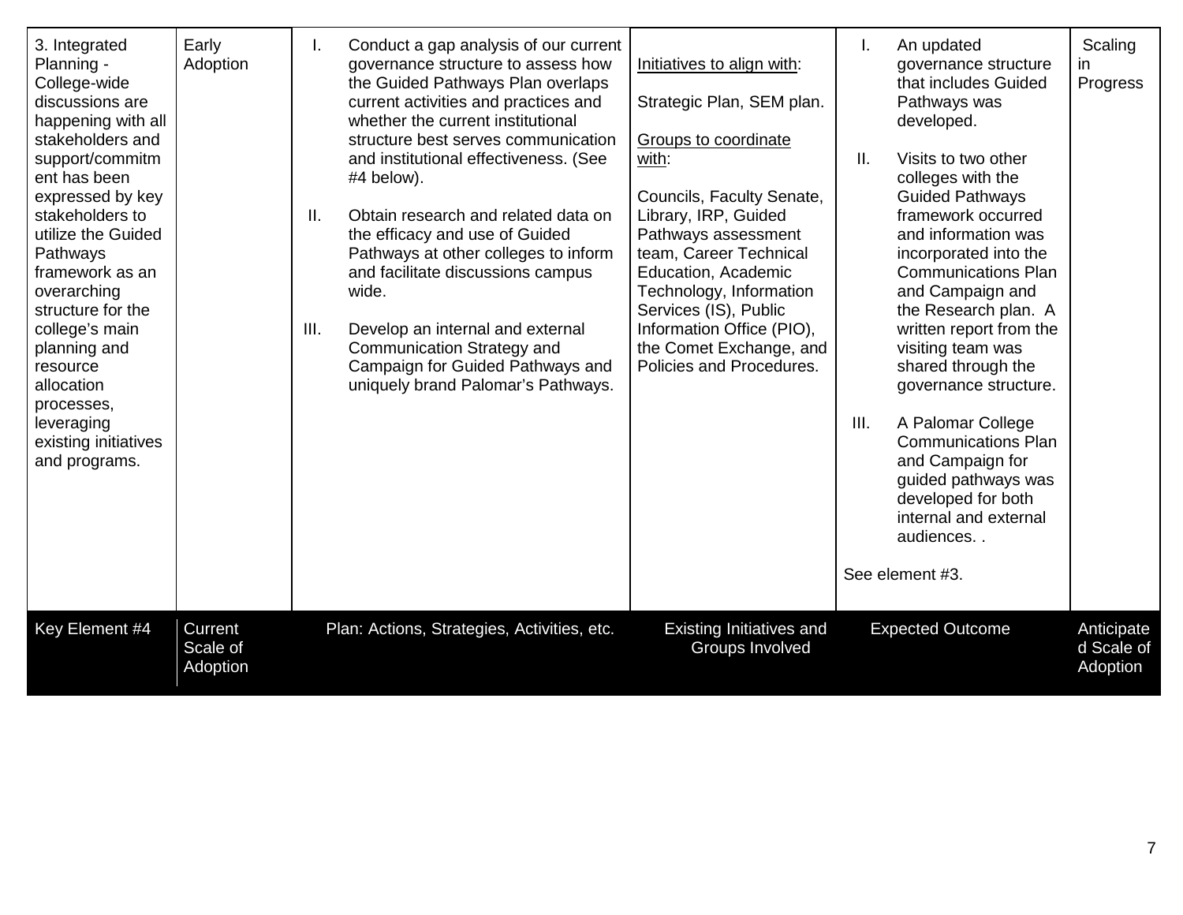| 3. Integrated Planning - College-wide discussions are happening with all stakeholders and support/commitment has been expressed by key stakeholders to utilize the Guided Pathways framework as an overarching structure for the college's main planning and resource allocation processes, leveraging existing initiatives and programs. | Early Adoption | I. Conduct a gap analysis of our current governance structure to assess how the Guided Pathways Plan overlaps current activities and practices and whether the current institutional structure best serves communication and institutional effectiveness. (See #4 below).<br><br>II. Obtain research and related data on the efficacy and use of Guided Pathways at other colleges to inform and facilitate discussions campus wide.<br><br>III. Develop an internal and external Communication Strategy and Campaign for Guided Pathways and uniquely brand Palomar's Pathways. | Initiatives to align with:<br><br>Strategic Plan, SEM plan.<br><br>Groups to coordinate with:<br><br>Councils, Faculty Senate, Library, IRP, Guided Pathways assessment team, Career Technical Education, Academic Technology, Information Services (IS), Public Information Office (PIO), the Comet Exchange, and Policies and Procedures. | I. An updated governance structure that includes Guided Pathways was developed.<br><br>II. Visits to two other colleges with the Guided Pathways framework occurred and information was incorporated into the Communications Plan and Campaign and the Research plan. A written report from the visiting team was shared through the governance structure.<br><br>III. A Palomar College Communications Plan and Campaign for guided pathways was developed for both internal and external audiences. .<br><br>See element #3. | Scaling in Progress |
|---|---|---|---|---|---|
| **Key Element #4** | **Current Scale of Adoption** | **Plan: Actions, Strategies, Activities, etc.** | **Existing Initiatives and Groups Involved** | **Expected Outcome** | **Anticipated Scale of Adoption** |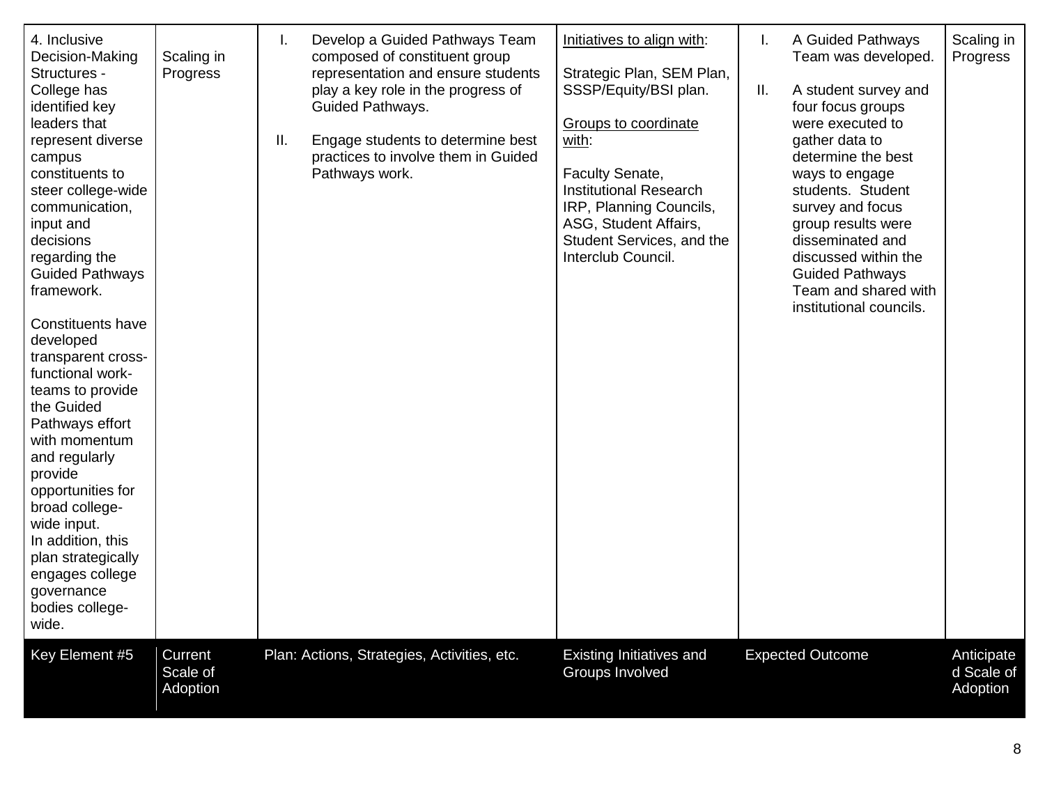| | | | | | |
|---|---|---|---|---|---|
| 4. Inclusive Decision-Making Structures - College has identified key leaders that represent diverse campus constituents to steer college-wide communication, input and decisions regarding the Guided Pathways framework.<br><br>Constituents have developed transparent cross-functional work-teams to provide the Guided Pathways effort with momentum and regularly provide opportunities for broad college-wide input.<br>In addition, this plan strategically engages college governance bodies college-wide. | Scaling in Progress | I. Develop a Guided Pathways Team composed of constituent group representation and ensure students play a key role in the progress of Guided Pathways.<br><br>II. Engage students to determine best practices to involve them in Guided Pathways work. | Initiatives to align with:<br><br>Strategic Plan, SEM Plan, SSSP/Equity/BSI plan.<br><br>Groups to coordinate with:<br><br>Faculty Senate, Institutional Research IRP, Planning Councils, ASG, Student Affairs, Student Services, and the Interclub Council. | I. A Guided Pathways Team was developed.<br><br>II. A student survey and four focus groups were executed to gather data to determine the best ways to engage students. Student survey and focus group results were disseminated and discussed within the Guided Pathways Team and shared with institutional councils. | Scaling in Progress |
| **Key Element #5** | **Current Scale of Adoption** | **Plan: Actions, Strategies, Activities, etc.** | **Existing Initiatives and Groups Involved** | **Expected Outcome** | **Anticipated Scale of Adoption** |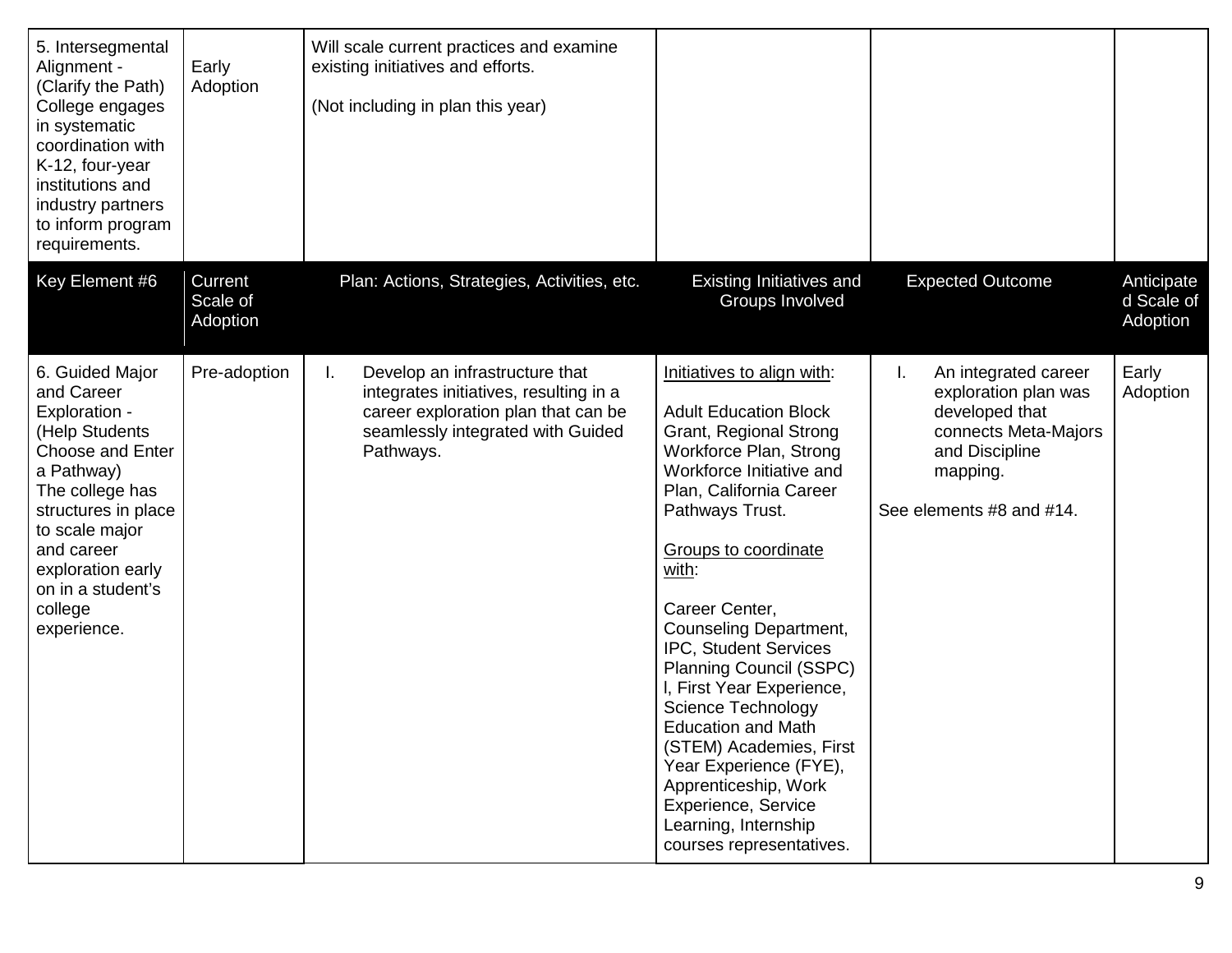| | | | | | |
|---|---|---|---|---|---|
| 5. Intersegmental Alignment - (Clarify the Path) College engages in systematic coordination with K-12, four-year institutions and industry partners to inform program requirements. | Early Adoption | Will scale current practices and examine existing initiatives and efforts.<br><br>(Not including in plan this year) | | | |
| **Key Element #6** | **Current Scale of Adoption** | **Plan: Actions, Strategies, Activities, etc.** | **Existing Initiatives and Groups Involved** | **Expected Outcome** | **Anticipated Scale of Adoption** |
| 6. Guided Major and Career Exploration - (Help Students Choose and Enter a Pathway) The college has structures in place to scale major and career exploration early on in a student's college experience. | Pre-adoption | I. Develop an infrastructure that integrates initiatives, resulting in a career exploration plan that can be seamlessly integrated with Guided Pathways. | Initiatives to align with:<br><br>Adult Education Block Grant, Regional Strong Workforce Plan, Strong Workforce Initiative and Plan, California Career Pathways Trust.<br><br>Groups to coordinate with:<br><br>Career Center, Counseling Department, IPC, Student Services Planning Council (SSPC) l, First Year Experience, Science Technology Education and Math (STEM) Academies, First Year Experience (FYE), Apprenticeship, Work Experience, Service Learning, Internship courses representatives. | I. An integrated career exploration plan was developed that connects Meta-Majors and Discipline mapping.<br><br>See elements #8 and #14. | Early Adoption |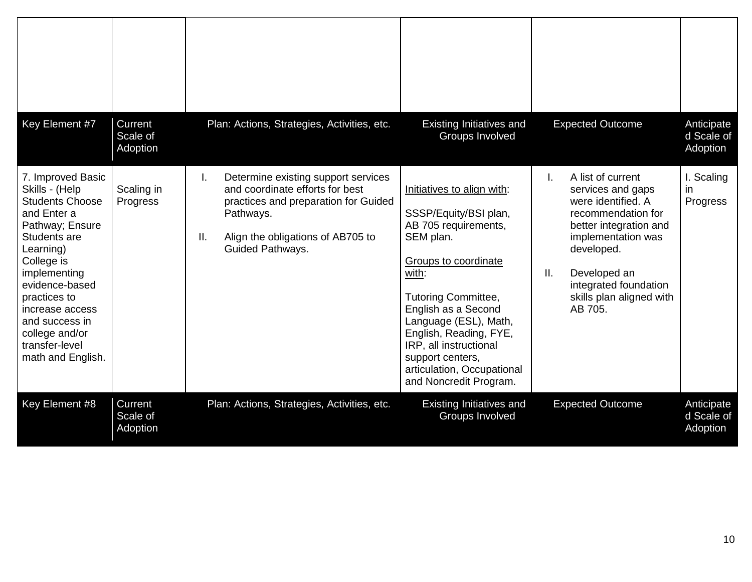| | | | | | |
|---|---|---|---|---|---|
| | | | | | |
| Key Element #7 | Current Scale of Adoption | Plan: Actions, Strategies, Activities, etc. | Existing Initiatives and Groups Involved | Expected Outcome | Anticipated Scale of Adoption |
| 7. Improved Basic Skills - (Help Students Choose and Enter a Pathway; Ensure Students are Learning) College is implementing evidence-based practices to increase access and success in college and/or transfer-level math and English. | Scaling in Progress | I. Determine existing support services and coordinate efforts for best practices and preparation for Guided Pathways.<br><br>II. Align the obligations of AB705 to Guided Pathways. | Initiatives to align with:<br><br>SSSP/Equity/BSI plan, AB 705 requirements, SEM plan.<br><br>Groups to coordinate with:<br><br>Tutoring Committee, English as a Second Language (ESL), Math, English, Reading, FYE, IRP, all instructional support centers, articulation, Occupational and Noncredit Program. | I. A list of current services and gaps were identified. A recommendation for better integration and implementation was developed.<br><br>II. Developed an integrated foundation skills plan aligned with AB 705. | I. Scaling in Progress |
| Key Element #8 | Current Scale of Adoption | Plan: Actions, Strategies, Activities, etc. | Existing Initiatives and Groups Involved | Expected Outcome | Anticipated Scale of Adoption |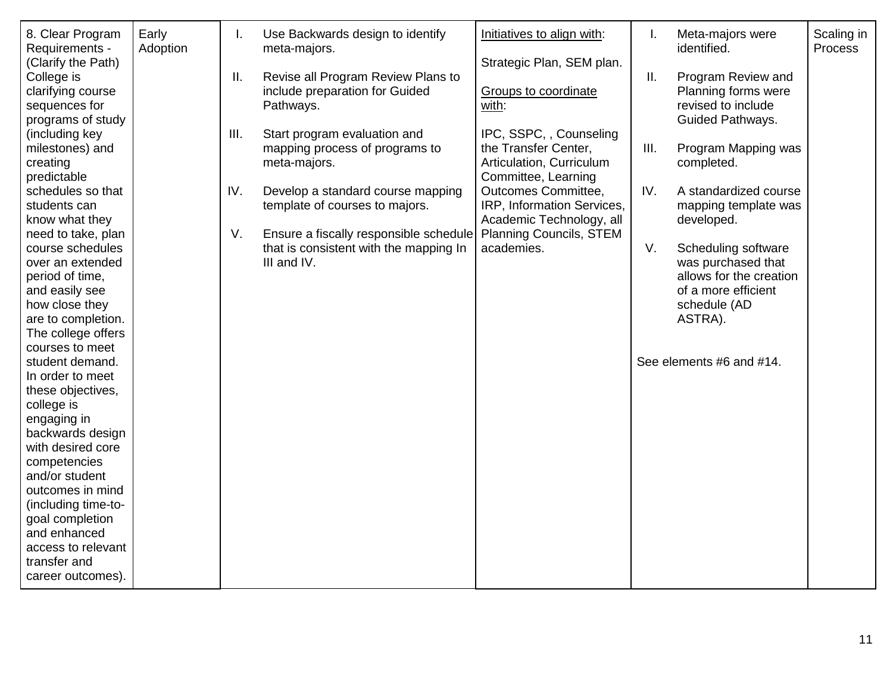| | | | | | |
|---|---|---|---|---|---|
| 8. Clear Program Requirements - (Clarify the Path) College is clarifying course sequences for programs of study (including key milestones) and creating predictable schedules so that students can know what they need to take, plan course schedules over an extended period of time, and easily see how close they are to completion. The college offers courses to meet student demand. In order to meet these objectives, college is engaging in backwards design with desired core competencies and/or student outcomes in mind (including time-to-goal completion and enhanced access to relevant transfer and career outcomes). | Early Adoption | I. Use Backwards design to identify meta-majors.<br><br>II. Revise all Program Review Plans to include preparation for Guided Pathways.<br><br>III. Start program evaluation and mapping process of programs to meta-majors.<br><br>IV. Develop a standard course mapping template of courses to majors.<br><br>V. Ensure a fiscally responsible schedule that is consistent with the mapping In III and IV. | Initiatives to align with:<br><br>Strategic Plan, SEM plan.<br><br>Groups to coordinate with:<br><br>IPC, SSPC, , Counseling the Transfer Center, Articulation, Curriculum Committee, Learning Outcomes Committee, IRP, Information Services, Academic Technology, all Planning Councils, STEM academies. | I. Meta-majors were identified.<br><br>II. Program Review and Planning forms were revised to include Guided Pathways.<br><br>III. Program Mapping was completed.<br><br>IV. A standardized course mapping template was developed.<br><br>V. Scheduling software was purchased that allows for the creation of a more efficient schedule (AD ASTRA).<br><br>See elements #6 and #14. | Scaling in Process |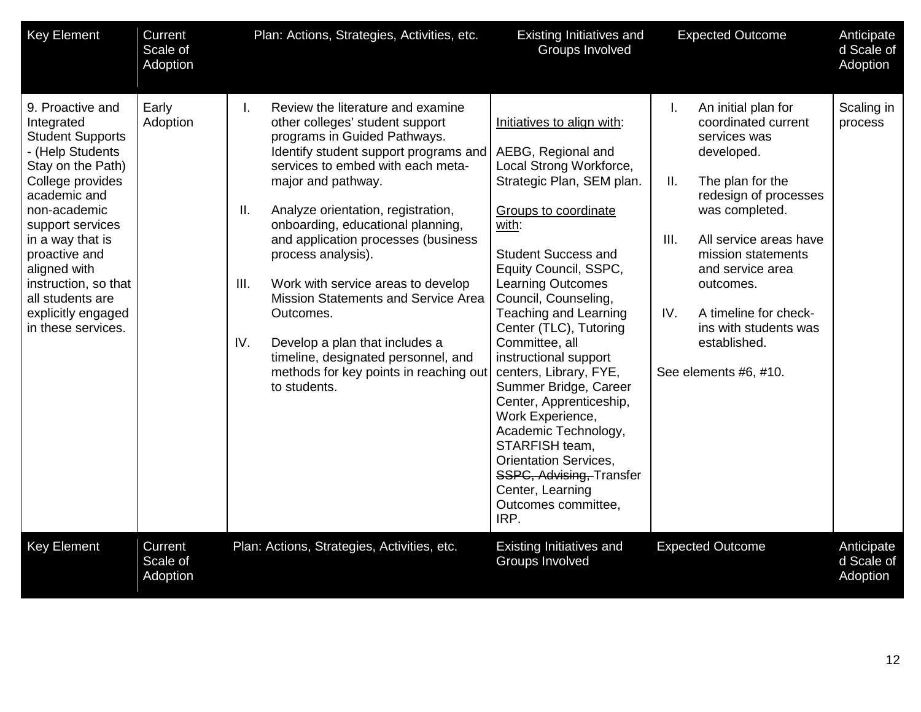| Key Element | Current Scale of Adoption | Plan: Actions, Strategies, Activities, etc. | Existing Initiatives and Groups Involved | Expected Outcome | Anticipated Scale of Adoption |
|---|---|---|---|---|---|
| 9. Proactive and Integrated Student Supports - (Help Students Stay on the Path) College provides academic and non-academic support services in a way that is proactive and aligned with instruction, so that all students are explicitly engaged in these services. | Early Adoption | I. Review the literature and examine other colleges' student support programs in Guided Pathways. Identify student support programs and services to embed with each meta-major and pathway.<br><br>II. Analyze orientation, registration, onboarding, educational planning, and application processes (business process analysis).<br><br>III. Work with service areas to develop Mission Statements and Service Area Outcomes.<br><br>IV. Develop a plan that includes a timeline, designated personnel, and methods for key points in reaching out to students. | Initiatives to align with:<br><br>AEBG, Regional and Local Strong Workforce, Strategic Plan, SEM plan.<br><br>Groups to coordinate with:<br><br>Student Success and Equity Council, SSPC, Learning Outcomes Council, Counseling, Teaching and Learning Center (TLC), Tutoring Committee, all instructional support centers, Library, FYE, Summer Bridge, Career Center, Apprenticeship, Work Experience, Academic Technology, STARFISH team, Orientation Services, ~~SSPC, Advising,~~ Transfer Center, Learning Outcomes committee, IRP. | I. An initial plan for coordinated current services was developed.<br><br>II. The plan for the redesign of processes was completed.<br><br>III. All service areas have mission statements and service area outcomes.<br><br>IV. A timeline for check-ins with students was established.<br><br>See elements #6, #10. | Scaling in process |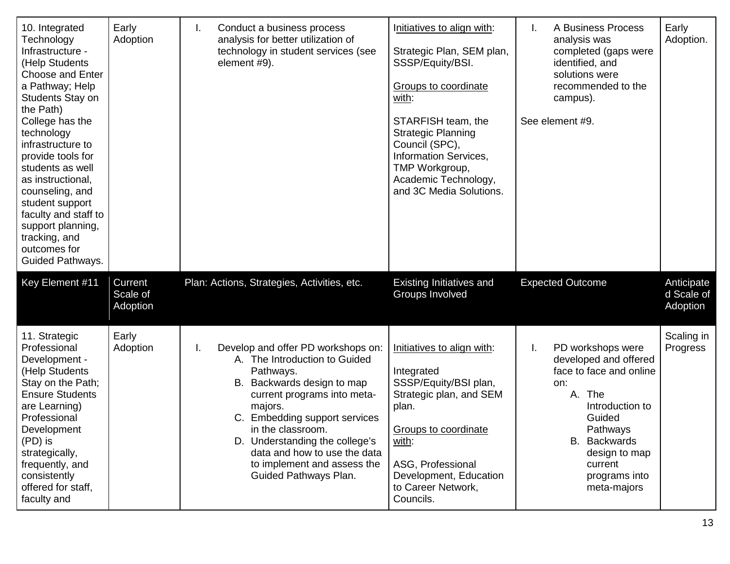| | | | | | |
|---|---|---|---|---|---|
| 10. Integrated Technology Infrastructure - (Help Students Choose and Enter a Pathway; Help Students Stay on the Path) College has the technology infrastructure to provide tools for students as well as instructional, counseling, and student support faculty and staff to support planning, tracking, and outcomes for Guided Pathways. | Early Adoption | I. Conduct a business process analysis for better utilization of technology in student services (see element #9). | Initiatives to align with: Strategic Plan, SEM plan, SSSP/Equity/BSI. Groups to coordinate with: STARFISH team, the Strategic Planning Council (SPC), Information Services, TMP Workgroup, Academic Technology, and 3C Media Solutions. | I. A Business Process analysis was completed (gaps were identified, and solutions were recommended to the campus). See element #9. | Early Adoption. |
| **Key Element #11** | **Current Scale of Adoption** | **Plan: Actions, Strategies, Activities, etc.** | **Existing Initiatives and Groups Involved** | **Expected Outcome** | **Anticipated Scale of Adoption** |
| 11. Strategic Professional Development - (Help Students Stay on the Path; Ensure Students are Learning) Professional Development (PD) is strategically, frequently, and consistently offered for staff, faculty and | Early Adoption | I. Develop and offer PD workshops on: A. The Introduction to Guided Pathways. B. Backwards design to map current programs into meta-majors. C. Embedding support services in the classroom. D. Understanding the college's data and how to use the data to implement and assess the Guided Pathways Plan. | Initiatives to align with: Integrated SSSP/Equity/BSI plan, Strategic plan, and SEM plan. Groups to coordinate with: ASG, Professional Development, Education to Career Network, Councils. | I. PD workshops were developed and offered face to face and online on: A. The Introduction to Guided Pathways B. Backwards design to map current programs into meta-majors | Scaling in Progress |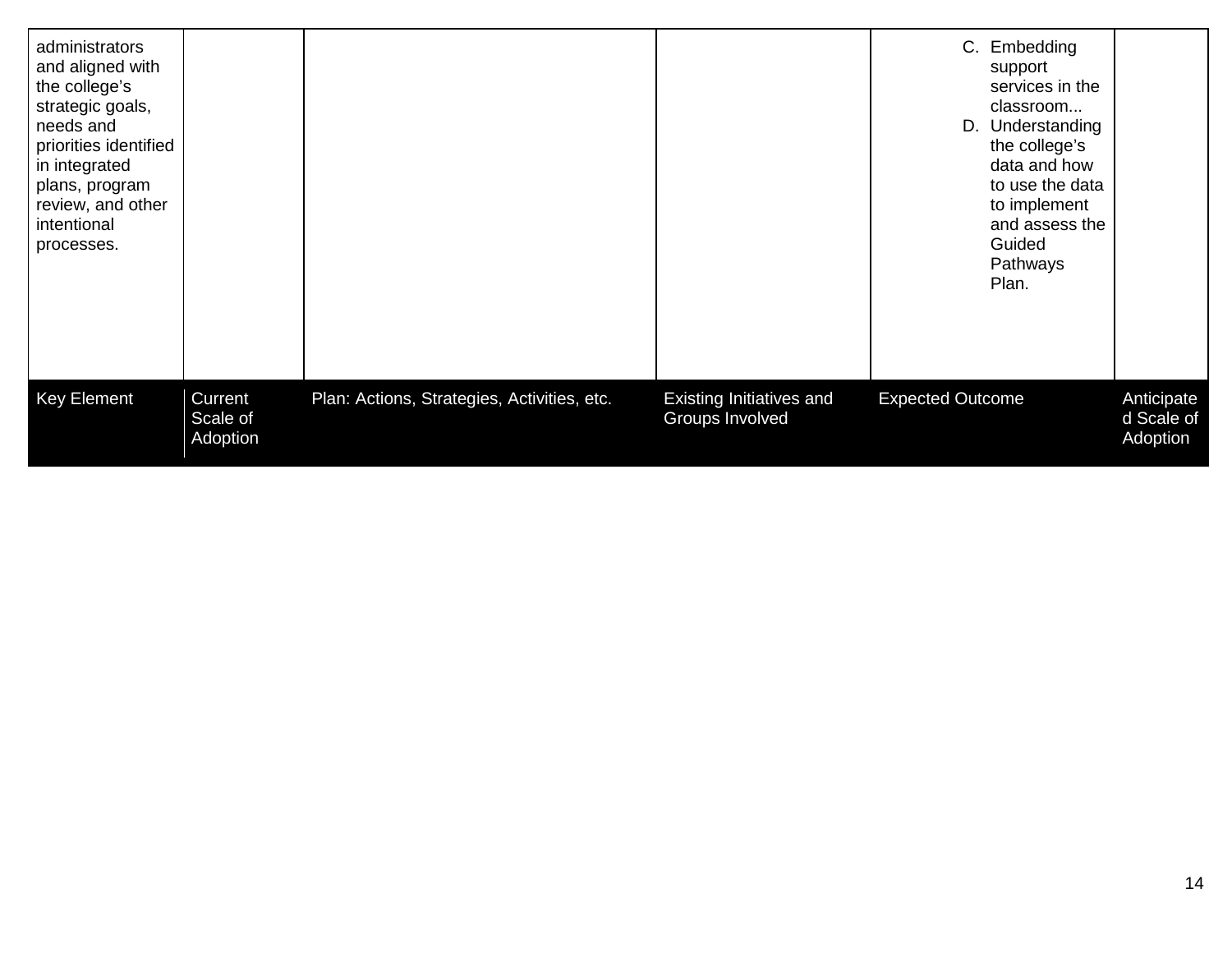| | | | | | |
|---|---|---|---|---|---|
| administrators and aligned with the college's strategic goals, needs and priorities identified in integrated plans, program review, and other intentional processes. | | | | C. Embedding support services in the classroom...<br>D. Understanding the college's data and how to use the data to implement and assess the Guided Pathways Plan. | |
| Key Element | Current Scale of Adoption | Plan: Actions, Strategies, Activities, etc. | Existing Initiatives and Groups Involved | Expected Outcome | Anticipated Scale of Adoption |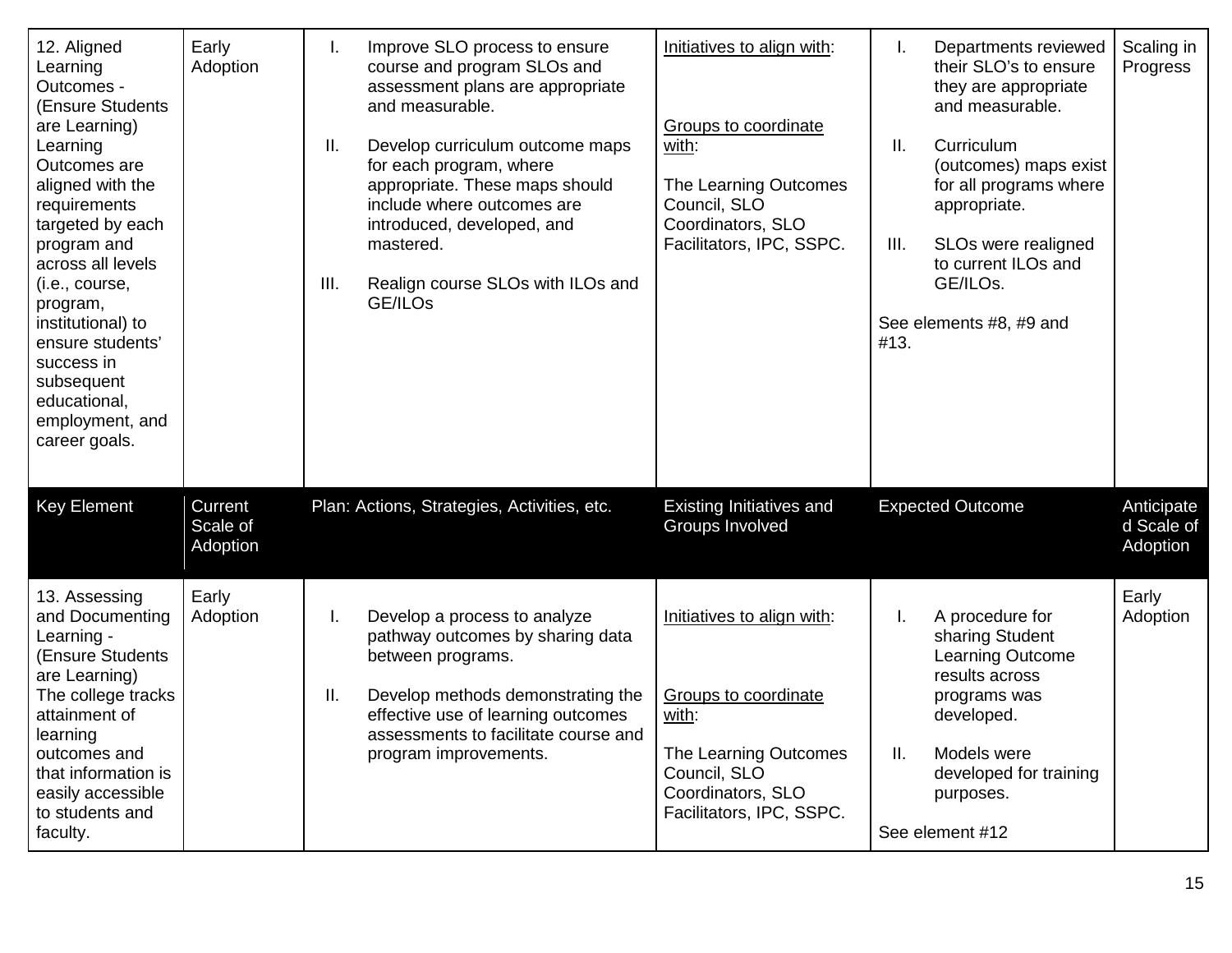| | | | | | |
|---|---|---|---|---|---|
| 12. Aligned Learning Outcomes - (Ensure Students are Learning) Learning Outcomes are aligned with the requirements targeted by each program and across all levels (i.e., course, program, institutional) to ensure students' success in subsequent educational, employment, and career goals. | Early Adoption | I. Improve SLO process to ensure course and program SLOs and assessment plans are appropriate and measurable.<br><br>II. Develop curriculum outcome maps for each program, where appropriate. These maps should include where outcomes are introduced, developed, and mastered.<br><br>III. Realign course SLOs with ILOs and GE/ILOs | Initiatives to align with:<br><br>Groups to coordinate with:<br><br>The Learning Outcomes Council, SLO Coordinators, SLO Facilitators, IPC, SSPC. | I. Departments reviewed their SLO's to ensure they are appropriate and measurable.<br><br>II. Curriculum (outcomes) maps exist for all programs where appropriate.<br><br>III. SLOs were realigned to current ILOs and GE/ILOs.<br><br>See elements #8, #9 and #13. | Scaling in Progress |
| **Key Element** | **Current Scale of Adoption** | **Plan: Actions, Strategies, Activities, etc.** | **Existing Initiatives and Groups Involved** | **Expected Outcome** | **Anticipated Scale of Adoption** |
| 13. Assessing and Documenting Learning - (Ensure Students are Learning) The college tracks attainment of learning outcomes and that information is easily accessible to students and faculty. | Early Adoption | I. Develop a process to analyze pathway outcomes by sharing data between programs.<br><br>II. Develop methods demonstrating the effective use of learning outcomes assessments to facilitate course and program improvements. | Initiatives to align with:<br><br>Groups to coordinate with:<br><br>The Learning Outcomes Council, SLO Coordinators, SLO Facilitators, IPC, SSPC. | I. A procedure for sharing Student Learning Outcome results across programs was developed.<br><br>II. Models were developed for training purposes.<br><br>See element #12 | Early Adoption |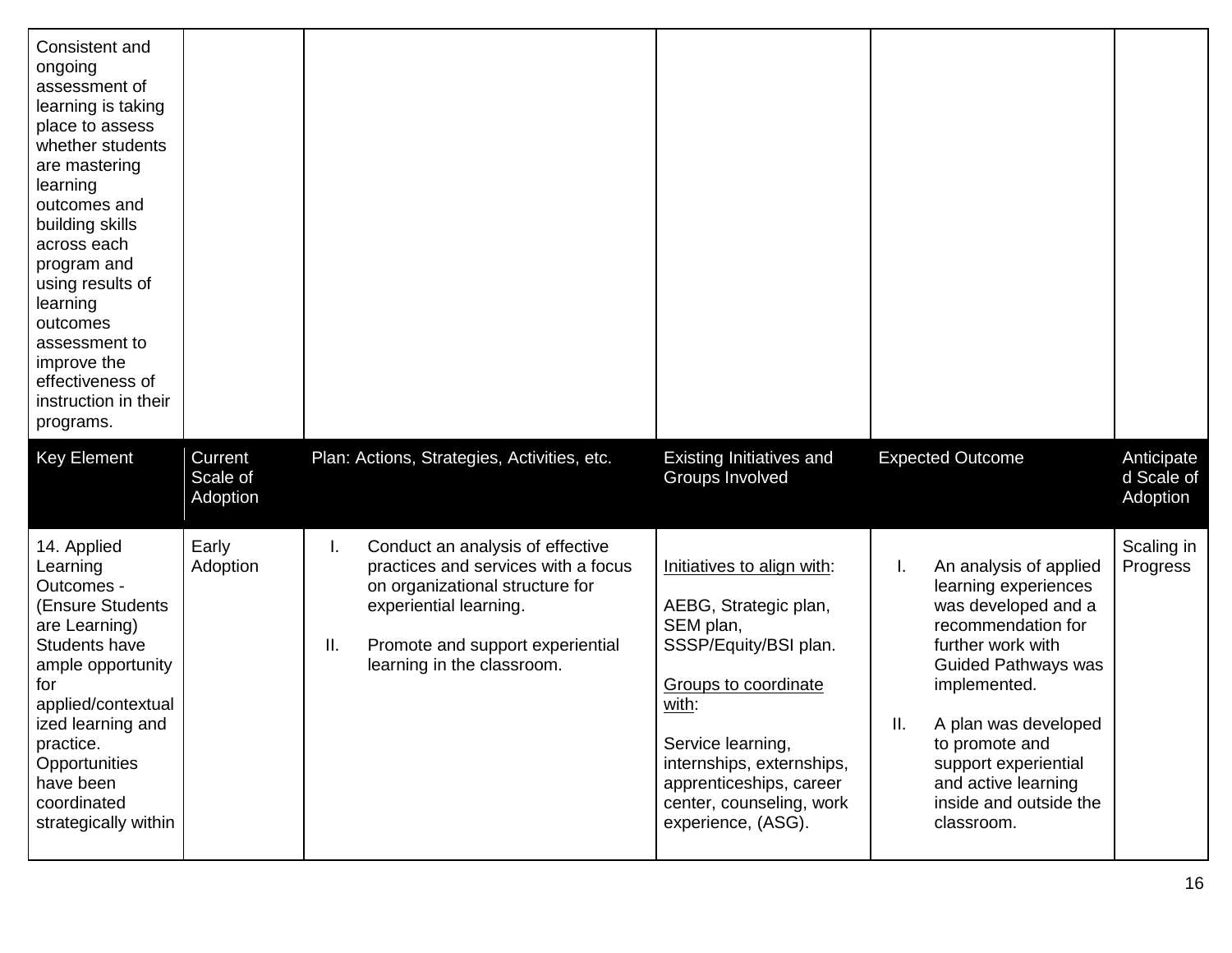| | | | | | |
|---|---|---|---|---|---|
| Consistent and ongoing assessment of learning is taking place to assess whether students are mastering learning outcomes and building skills across each program and using results of learning outcomes assessment to improve the effectiveness of instruction in their programs. | | | | | |
| **Key Element** | **Current Scale of Adoption** | **Plan: Actions, Strategies, Activities, etc.** | **Existing Initiatives and Groups Involved** | **Expected Outcome** | **Anticipated Scale of Adoption** |
| 14. Applied Learning Outcomes - (Ensure Students are Learning) Students have ample opportunity for applied/contextualized learning and practice. Opportunities have been coordinated strategically within | Early Adoption | I. Conduct an analysis of effective practices and services with a focus on organizational structure for experiential learning.<br><br>II. Promote and support experiential learning in the classroom. | Initiatives to align with:<br><br>AEBG, Strategic plan, SEM plan, SSSP/Equity/BSI plan.<br><br>Groups to coordinate with:<br><br>Service learning, internships, externships, apprenticeships, career center, counseling, work experience, (ASG). | I. An analysis of applied learning experiences was developed and a recommendation for further work with Guided Pathways was implemented.<br><br>II. A plan was developed to promote and support experiential and active learning inside and outside the classroom. | Scaling in Progress |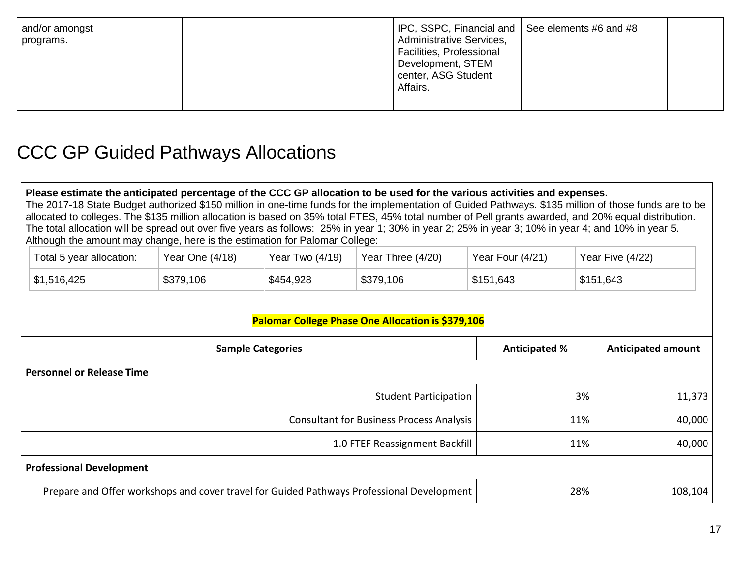| | | | | | |
|---|---|---|---|---|---|
| and/or amongst programs. | | | IPC, SSPC, Financial and Administrative Services, Facilities, Professional Development, STEM center, ASG Student Affairs. | See elements #6 and #8 | |

# CCC GP Guided Pathways Allocations

**Please estimate the anticipated percentage of the CCC GP allocation to be used for the various activities and expenses.**
The 2017-18 State Budget authorized $150 million in one-time funds for the implementation of Guided Pathways. $135 million of those funds are to be allocated to colleges. The $135 million allocation is based on 35% total FTES, 45% total number of Pell grants awarded, and 20% equal distribution. The total allocation will be spread out over five years as follows: 25% in year 1; 30% in year 2; 25% in year 3; 10% in year 4; and 10% in year 5. Although the amount may change, here is the estimation for Palomar College:

| Total 5 year allocation: | Year One (4/18) | Year Two (4/19) | Year Three (4/20) | Year Four (4/21) | Year Five (4/22) |
|---|---|---|---|---|---|
| $1,516,425 | $379,106 | $454,928 | $379,106 | $151,643 | $151,643 |

**Palomar College Phase One Allocation is $379,106**

| Sample Categories | Anticipated % | Anticipated amount |
|---|---|---|
| **Personnel or Release Time** | | |
| Student Participation | 3% | 11,373 |
| Consultant for Business Process Analysis | 11% | 40,000 |
| 1.0 FTEF Reassignment Backfill | 11% | 40,000 |
| **Professional Development** | | |
| Prepare and Offer workshops and cover travel for Guided Pathways Professional Development | 28% | 108,104 |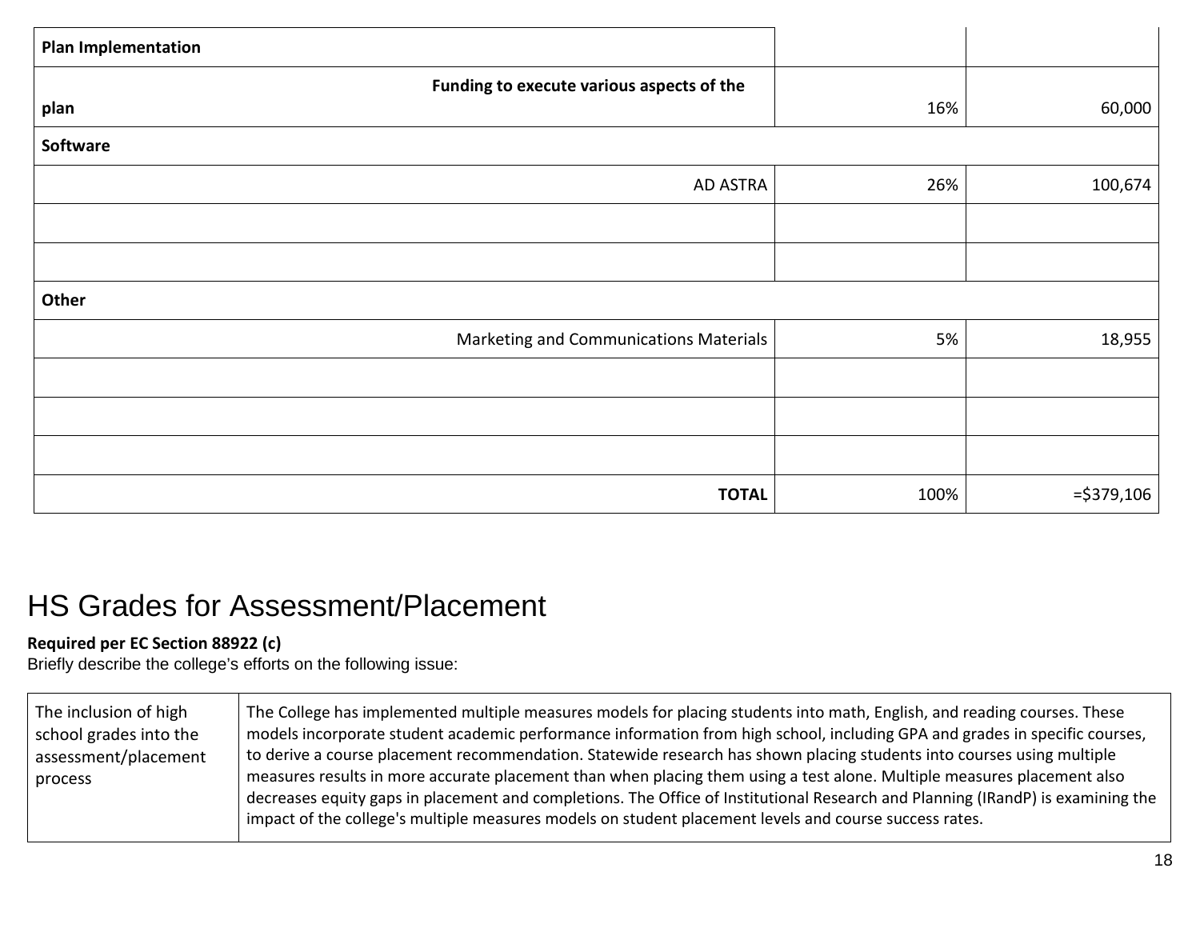| | | |
|---|---|---|
| **Plan Implementation** | | |
| **Funding to execute various aspects of the plan** | 16% | 60,000 |
| **Software** | | |
| AD ASTRA | 26% | 100,674 |
| | | |
| | | |
| **Other** | | |
| Marketing and Communications Materials | 5% | 18,955 |
| | | |
| | | |
| | | |
| **TOTAL** | 100% | =$379,106 |

# HS Grades for Assessment/Placement

**Required per EC Section 88922 (c)**

Briefly describe the college's efforts on the following issue:

| | |
|---|---|
| The inclusion of high school grades into the assessment/placement process | The College has implemented multiple measures models for placing students into math, English, and reading courses. These models incorporate student academic performance information from high school, including GPA and grades in specific courses, to derive a course placement recommendation. Statewide research has shown placing students into courses using multiple measures results in more accurate placement than when placing them using a test alone. Multiple measures placement also decreases equity gaps in placement and completions. The Office of Institutional Research and Planning (IRandP) is examining the impact of the college's multiple measures models on student placement levels and course success rates. |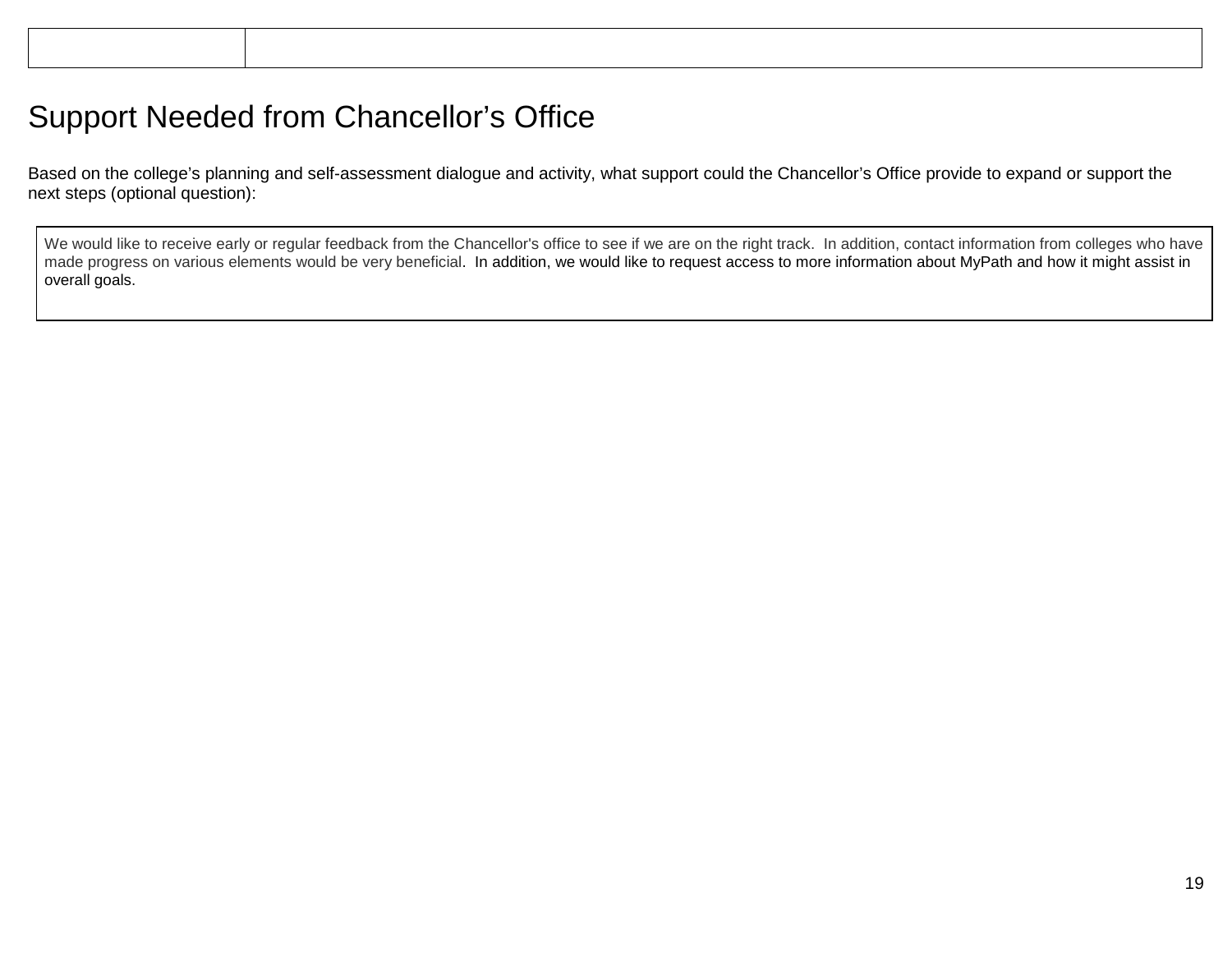| | |
|---|---|
| | |

## Support Needed from Chancellor's Office

Based on the college's planning and self-assessment dialogue and activity, what support could the Chancellor's Office provide to expand or support the next steps (optional question):

| |
|---|
| We would like to receive early or regular feedback from the Chancellor's office to see if we are on the right track. In addition, contact information from colleges who have made progress on various elements would be very beneficial. In addition, we would like to request access to more information about MyPath and how it might assist in overall goals. |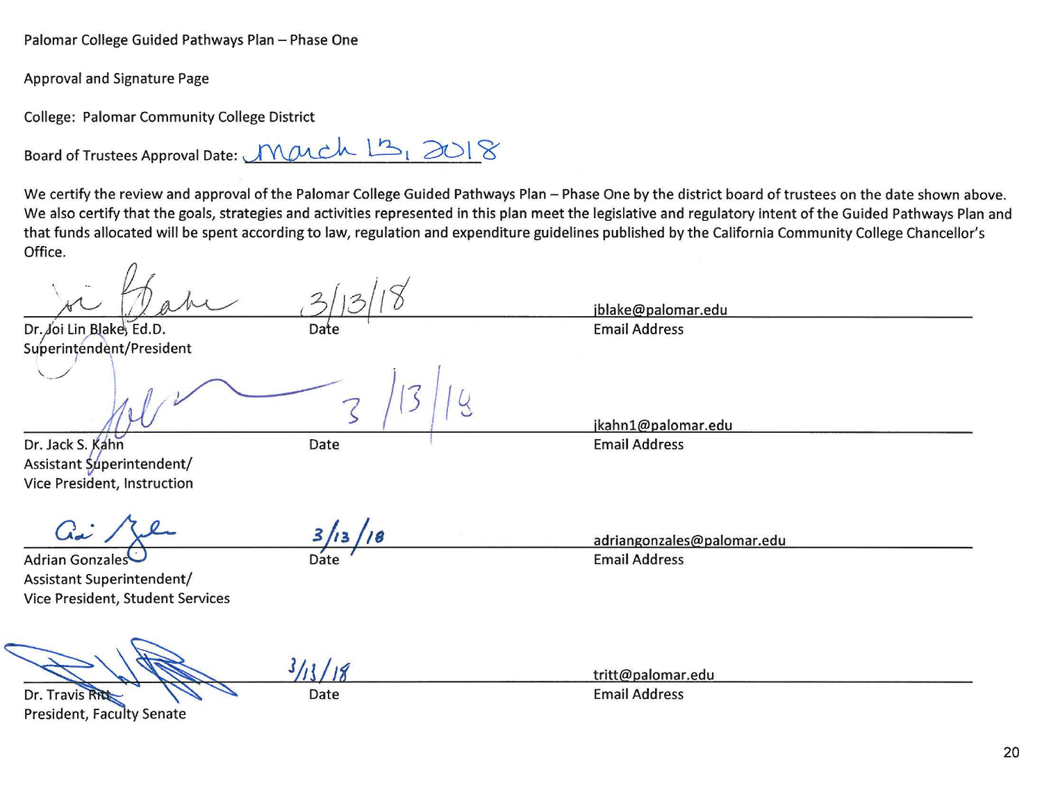Palomar College Guided Pathways Plan – Phase One

Approval and Signature Page

College: Palomar Community College District

Board of Trustees Approval Date: March 13, 2018

We certify the review and approval of the Palomar College Guided Pathways Plan – Phase One by the district board of trustees on the date shown above. We also certify that the goals, strategies and activities represented in this plan meet the legislative and regulatory intent of the Guided Pathways Plan and that funds allocated will be spent according to law, regulation and expenditure guidelines published by the California Community College Chancellor's Office.

| | | |
|---|---|---|
| Dr. Joi Lin Blake, Ed.D.<br>Superintendent/President | 3/13/18<br>Date | jblake@palomar.edu<br>Email Address |
| Dr. Jack S. Kahn<br>Assistant Superintendent/<br>Vice President, Instruction | 3/13/18<br>Date | jkahn1@palomar.edu<br>Email Address |
| Adrian Gonzales<br>Assistant Superintendent/<br>Vice President, Student Services | 3/13/18<br>Date | adriangonzales@palomar.edu<br>Email Address |
| Dr. Travis Ritt<br>President, Faculty Senate | 3/13/18<br>Date | tritt@palomar.edu<br>Email Address |